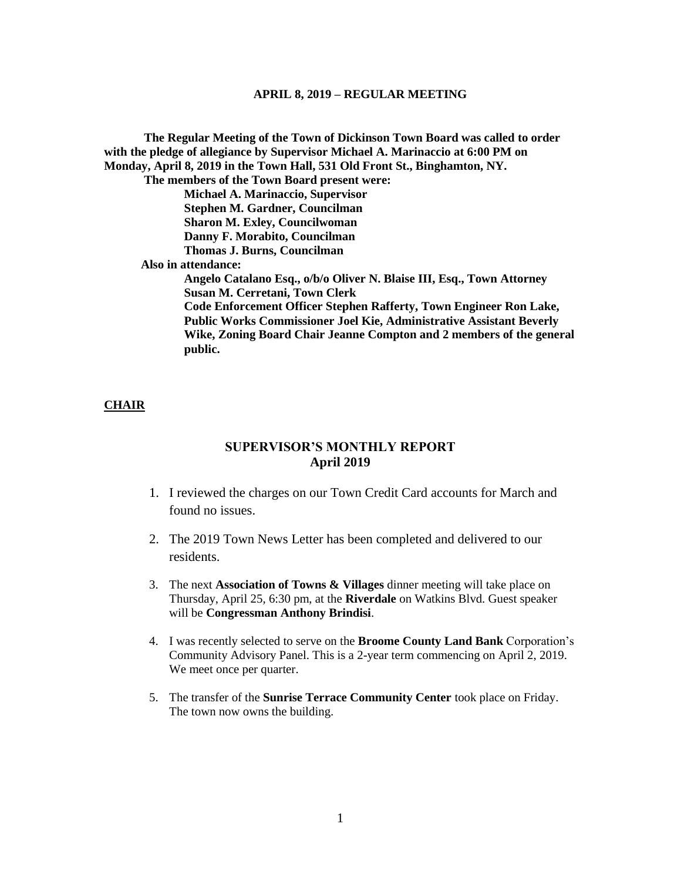**APRIL 8, 2019 – REGULAR MEETING**

**The Regular Meeting of the Town of Dickinson Town Board was called to order with the pledge of allegiance by Supervisor Michael A. Marinaccio at 6:00 PM on Monday, April 8, 2019 in the Town Hall, 531 Old Front St., Binghamton, NY.**

**The members of the Town Board present were:**

**Michael A. Marinaccio, Supervisor**
**Stephen M. Gardner, Councilman**
**Sharon M. Exley, Councilwoman**
**Danny F. Morabito, Councilman**
**Thomas J. Burns, Councilman**

**Also in attendance:**

**Angelo Catalano Esq., o/b/o Oliver N. Blaise III, Esq., Town Attorney**
**Susan M. Cerretani, Town Clerk**
**Code Enforcement Officer Stephen Rafferty, Town Engineer Ron Lake, Public Works Commissioner Joel Kie, Administrative Assistant Beverly Wike, Zoning Board Chair Jeanne Compton and 2 members of the general public.**

**CHAIR**

## SUPERVISOR'S MONTHLY REPORT
## April 2019

1. I reviewed the charges on our Town Credit Card accounts for March and found no issues.
2. The 2019 Town News Letter has been completed and delivered to our residents.
3. The next **Association of Towns & Villages** dinner meeting will take place on Thursday, April 25, 6:30 pm, at the **Riverdale** on Watkins Blvd. Guest speaker will be **Congressman Anthony Brindisi**.
4. I was recently selected to serve on the **Broome County Land Bank** Corporation's Community Advisory Panel. This is a 2-year term commencing on April 2, 2019. We meet once per quarter.
5. The transfer of the **Sunrise Terrace Community Center** took place on Friday. The town now owns the building.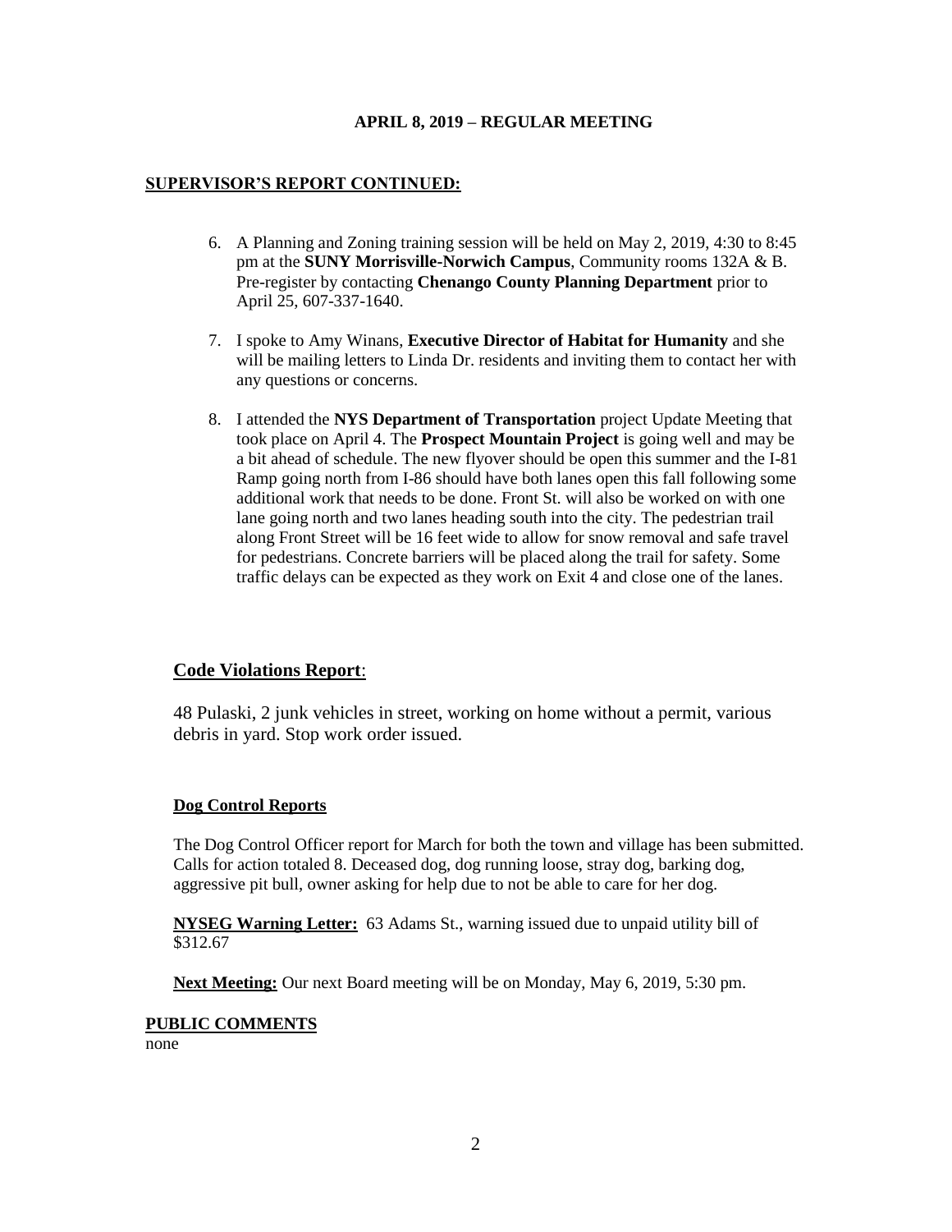**APRIL 8, 2019 – REGULAR MEETING**

**SUPERVISOR'S REPORT CONTINUED:**

6. A Planning and Zoning training session will be held on May 2, 2019, 4:30 to 8:45 pm at the **SUNY Morrisville-Norwich Campus**, Community rooms 132A & B. Pre-register by contacting **Chenango County Planning Department** prior to April 25, 607-337-1640.

7. I spoke to Amy Winans, **Executive Director of Habitat for Humanity** and she will be mailing letters to Linda Dr. residents and inviting them to contact her with any questions or concerns.

8. I attended the **NYS Department of Transportation** project Update Meeting that took place on April 4. The **Prospect Mountain Project** is going well and may be a bit ahead of schedule. The new flyover should be open this summer and the I-81 Ramp going north from I-86 should have both lanes open this fall following some additional work that needs to be done. Front St. will also be worked on with one lane going north and two lanes heading south into the city. The pedestrian trail along Front Street will be 16 feet wide to allow for snow removal and safe travel for pedestrians. Concrete barriers will be placed along the trail for safety. Some traffic delays can be expected as they work on Exit 4 and close one of the lanes.

**Code Violations Report**:

48 Pulaski, 2 junk vehicles in street, working on home without a permit, various debris in yard. Stop work order issued.

**Dog Control Reports**

The Dog Control Officer report for March for both the town and village has been submitted. Calls for action totaled 8. Deceased dog, dog running loose, stray dog, barking dog, aggressive pit bull, owner asking for help due to not be able to care for her dog.

**NYSEG Warning Letter:** 63 Adams St., warning issued due to unpaid utility bill of $312.67

**Next Meeting:** Our next Board meeting will be on Monday, May 6, 2019, 5:30 pm.

**PUBLIC COMMENTS**

none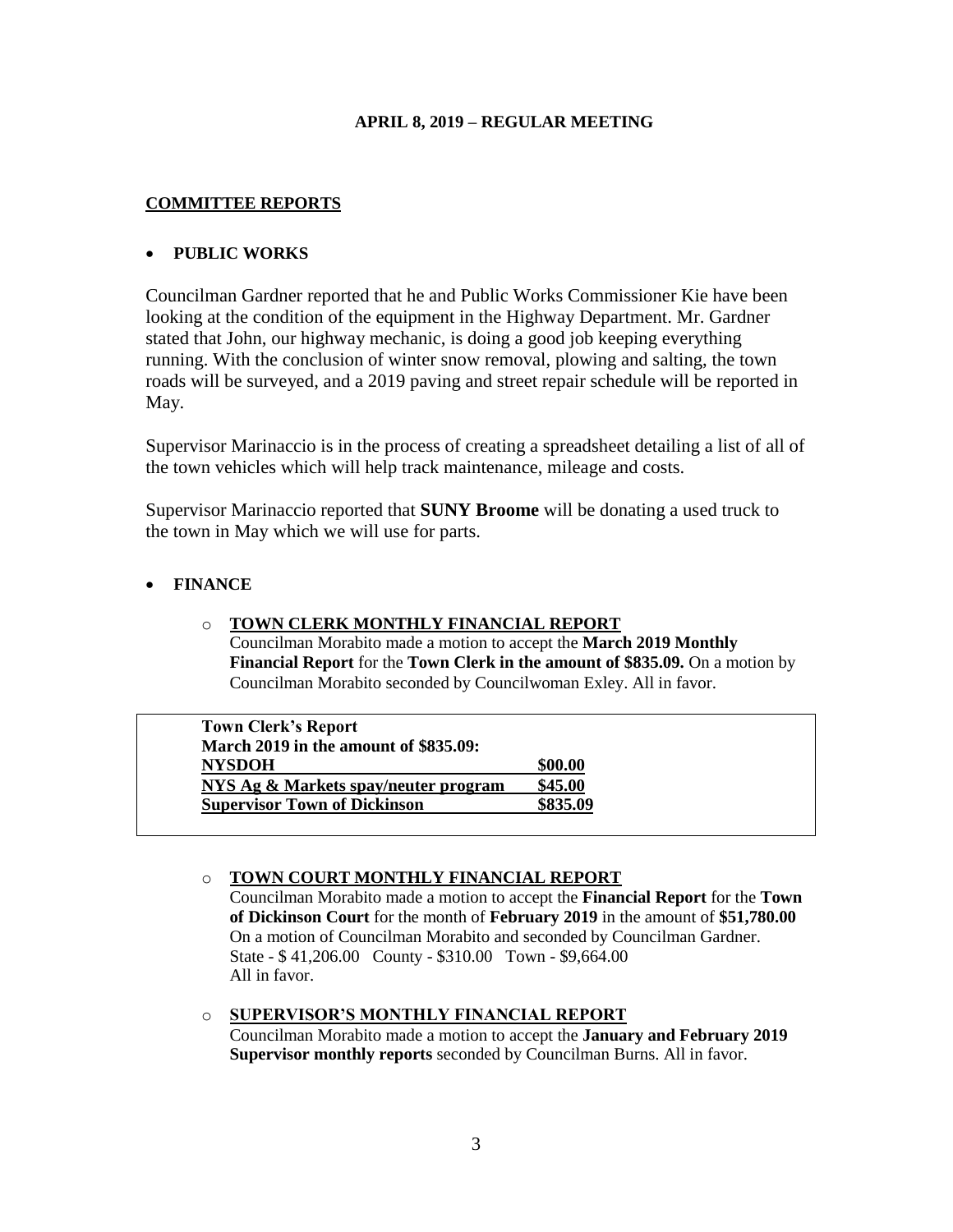**APRIL 8, 2019 – REGULAR MEETING**

**COMMITTEE REPORTS**

- **PUBLIC WORKS**

Councilman Gardner reported that he and Public Works Commissioner Kie have been looking at the condition of the equipment in the Highway Department. Mr. Gardner stated that John, our highway mechanic, is doing a good job keeping everything running. With the conclusion of winter snow removal, plowing and salting, the town roads will be surveyed, and a 2019 paving and street repair schedule will be reported in May.

Supervisor Marinaccio is in the process of creating a spreadsheet detailing a list of all of the town vehicles which will help track maintenance, mileage and costs.

Supervisor Marinaccio reported that **SUNY Broome** will be donating a used truck to the town in May which we will use for parts.

- **FINANCE**

  - **TOWN CLERK MONTHLY FINANCIAL REPORT**
    Councilman Morabito made a motion to accept the **March 2019 Monthly Financial Report** for the **Town Clerk in the amount of $835.09.** On a motion by Councilman Morabito seconded by Councilwoman Exley. All in favor.

| **Town Clerk's Report<br>March 2019 in the amount of $835.09:** | |
|---|---|
| **NYSDOH** | **$00.00** |
| **NYS Ag & Markets spay/neuter program** | **$45.00** |
| **Supervisor Town of Dickinson** | **$835.09** |

  - **TOWN COURT MONTHLY FINANCIAL REPORT**
    Councilman Morabito made a motion to accept the **Financial Report** for the **Town of Dickinson Court** for the month of **February 2019** in the amount of **$51,780.00** On a motion of Councilman Morabito and seconded by Councilman Gardner.
    State - $ 41,206.00 County - $310.00 Town - $9,664.00
    All in favor.

  - **SUPERVISOR'S MONTHLY FINANCIAL REPORT**
    Councilman Morabito made a motion to accept the **January and February 2019 Supervisor monthly reports** seconded by Councilman Burns. All in favor.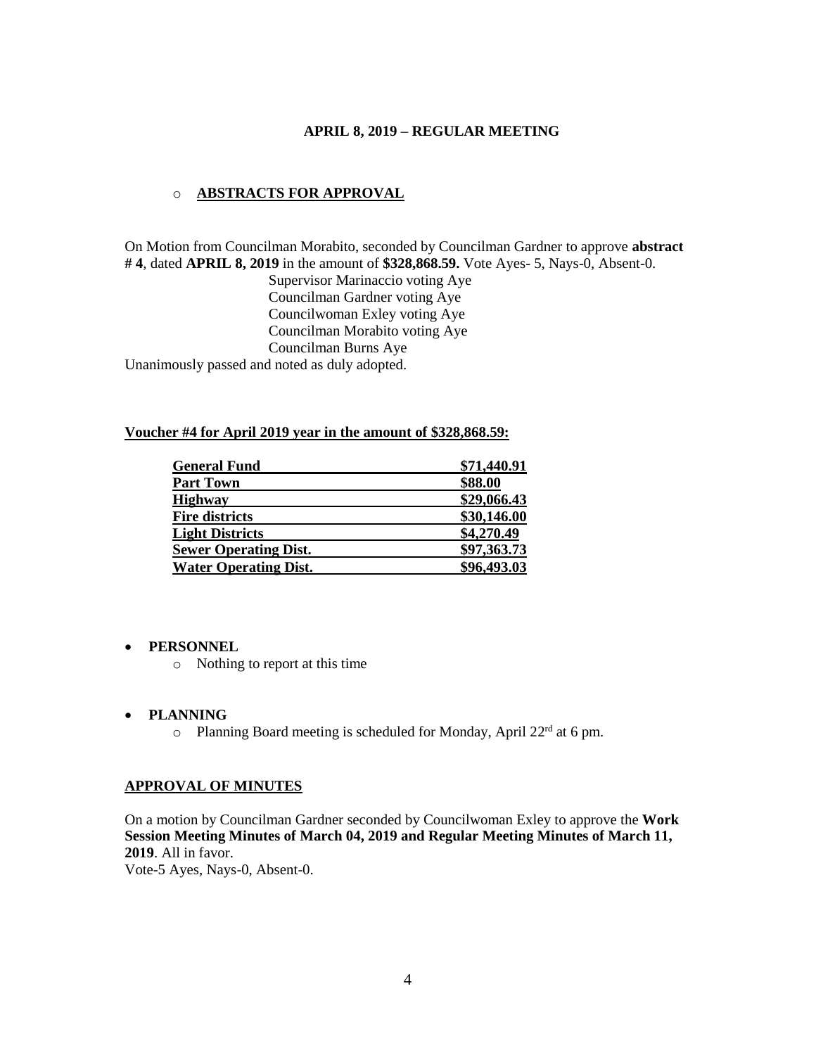**APRIL 8, 2019 – REGULAR MEETING**

- **ABSTRACTS FOR APPROVAL**

On Motion from Councilman Morabito, seconded by Councilman Gardner to approve **abstract # 4**, dated **APRIL 8, 2019** in the amount of **$328,868.59.** Vote Ayes- 5, Nays-0, Absent-0.

Supervisor Marinaccio voting Aye
Councilman Gardner voting Aye
Councilwoman Exley voting Aye
Councilman Morabito voting Aye
Councilman Burns Aye

Unanimously passed and noted as duly adopted.

**Voucher #4 for April 2019 year in the amount of $328,868.59:**

| | |
|---|---|
| **General Fund** | **$71,440.91** |
| **Part Town** | **$88.00** |
| **Highway** | **$29,066.43** |
| **Fire districts** | **$30,146.00** |
| **Light Districts** | **$4,270.49** |
| **Sewer Operating Dist.** | **$97,363.73** |
| **Water Operating Dist.** | **$96,493.03** |

- **PERSONNEL**
  - Nothing to report at this time

- **PLANNING**
  - Planning Board meeting is scheduled for Monday, April 22rd at 6 pm.

**APPROVAL OF MINUTES**

On a motion by Councilman Gardner seconded by Councilwoman Exley to approve the **Work Session Meeting Minutes of March 04, 2019 and Regular Meeting Minutes of March 11, 2019**. All in favor.
Vote-5 Ayes, Nays-0, Absent-0.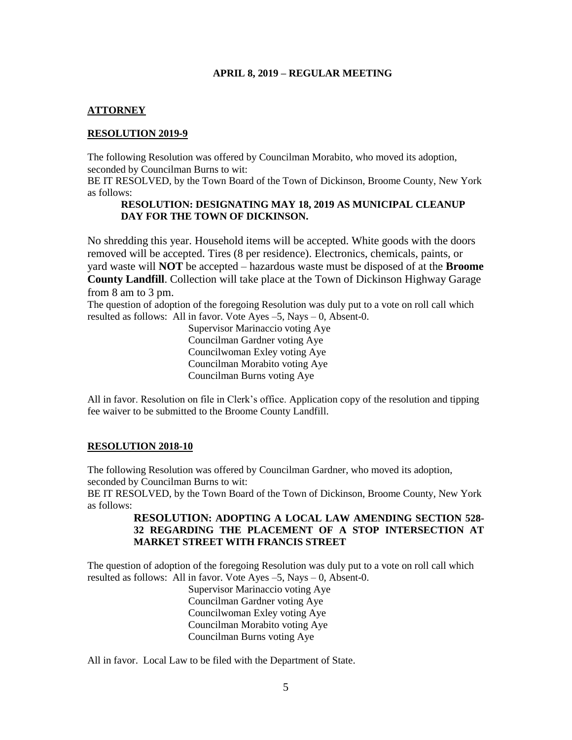**APRIL 8, 2019 – REGULAR MEETING**

**ATTORNEY**

**RESOLUTION 2019-9**

The following Resolution was offered by Councilman Morabito, who moved its adoption, seconded by Councilman Burns to wit:
BE IT RESOLVED, by the Town Board of the Town of Dickinson, Broome County, New York as follows:

> **RESOLUTION: DESIGNATING MAY 18, 2019 AS MUNICIPAL CLEANUP DAY FOR THE TOWN OF DICKINSON.**

No shredding this year. Household items will be accepted. White goods with the doors removed will be accepted. Tires (8 per residence). Electronics, chemicals, paints, or yard waste will **NOT** be accepted – hazardous waste must be disposed of at the **Broome County Landfill**. Collection will take place at the Town of Dickinson Highway Garage from 8 am to 3 pm.

The question of adoption of the foregoing Resolution was duly put to a vote on roll call which resulted as follows: All in favor. Vote Ayes –5, Nays – 0, Absent-0.

Supervisor Marinaccio voting Aye
Councilman Gardner voting Aye
Councilwoman Exley voting Aye
Councilman Morabito voting Aye
Councilman Burns voting Aye

All in favor. Resolution on file in Clerk's office. Application copy of the resolution and tipping fee waiver to be submitted to the Broome County Landfill.

**RESOLUTION 2018-10**

The following Resolution was offered by Councilman Gardner, who moved its adoption, seconded by Councilman Burns to wit:
BE IT RESOLVED, by the Town Board of the Town of Dickinson, Broome County, New York as follows:

> **RESOLUTION: ADOPTING A LOCAL LAW AMENDING SECTION 528-32 REGARDING THE PLACEMENT OF A STOP INTERSECTION AT MARKET STREET WITH FRANCIS STREET**

The question of adoption of the foregoing Resolution was duly put to a vote on roll call which resulted as follows: All in favor. Vote Ayes –5, Nays – 0, Absent-0.

Supervisor Marinaccio voting Aye
Councilman Gardner voting Aye
Councilwoman Exley voting Aye
Councilman Morabito voting Aye
Councilman Burns voting Aye

All in favor. Local Law to be filed with the Department of State.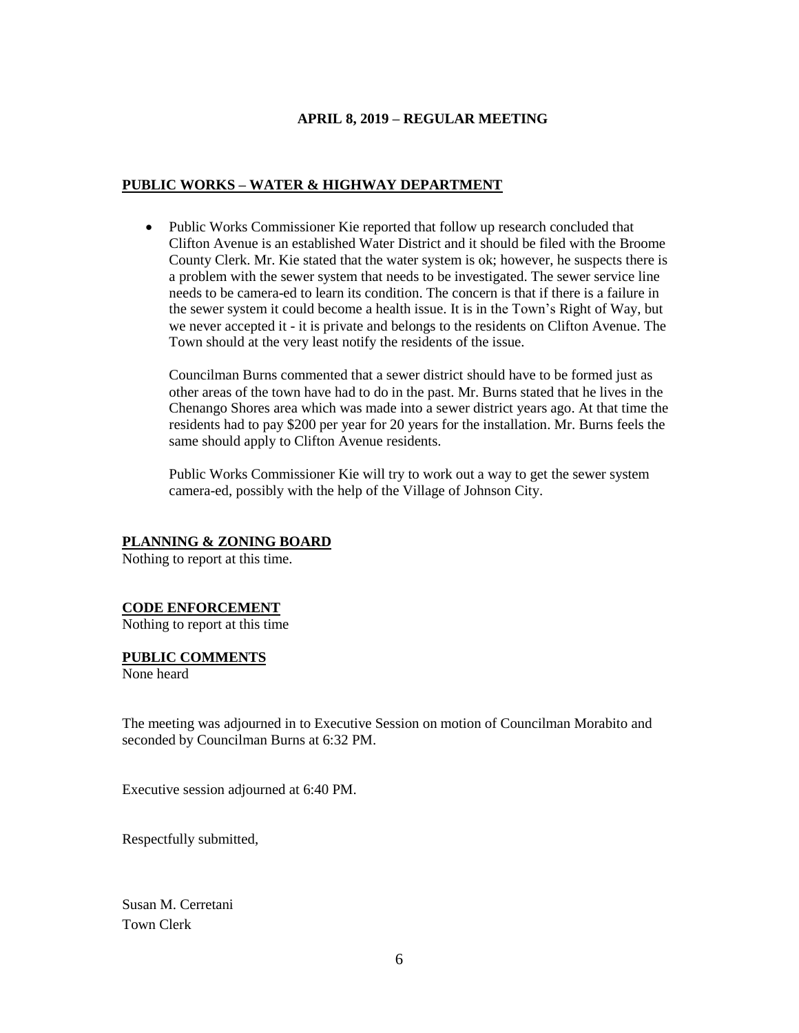**APRIL 8, 2019 – REGULAR MEETING**

## PUBLIC WORKS – WATER & HIGHWAY DEPARTMENT

- Public Works Commissioner Kie reported that follow up research concluded that Clifton Avenue is an established Water District and it should be filed with the Broome County Clerk. Mr. Kie stated that the water system is ok; however, he suspects there is a problem with the sewer system that needs to be investigated. The sewer service line needs to be camera-ed to learn its condition. The concern is that if there is a failure in the sewer system it could become a health issue. It is in the Town's Right of Way, but we never accepted it - it is private and belongs to the residents on Clifton Avenue. The Town should at the very least notify the residents of the issue.

  Councilman Burns commented that a sewer district should have to be formed just as other areas of the town have had to do in the past. Mr. Burns stated that he lives in the Chenango Shores area which was made into a sewer district years ago. At that time the residents had to pay $200 per year for 20 years for the installation. Mr. Burns feels the same should apply to Clifton Avenue residents.

  Public Works Commissioner Kie will try to work out a way to get the sewer system camera-ed, possibly with the help of the Village of Johnson City.

## PLANNING & ZONING BOARD

Nothing to report at this time.

## CODE ENFORCEMENT

Nothing to report at this time

## PUBLIC COMMENTS

None heard

The meeting was adjourned in to Executive Session on motion of Councilman Morabito and seconded by Councilman Burns at 6:32 PM.

Executive session adjourned at 6:40 PM.

Respectfully submitted,

Susan M. Cerretani
Town Clerk